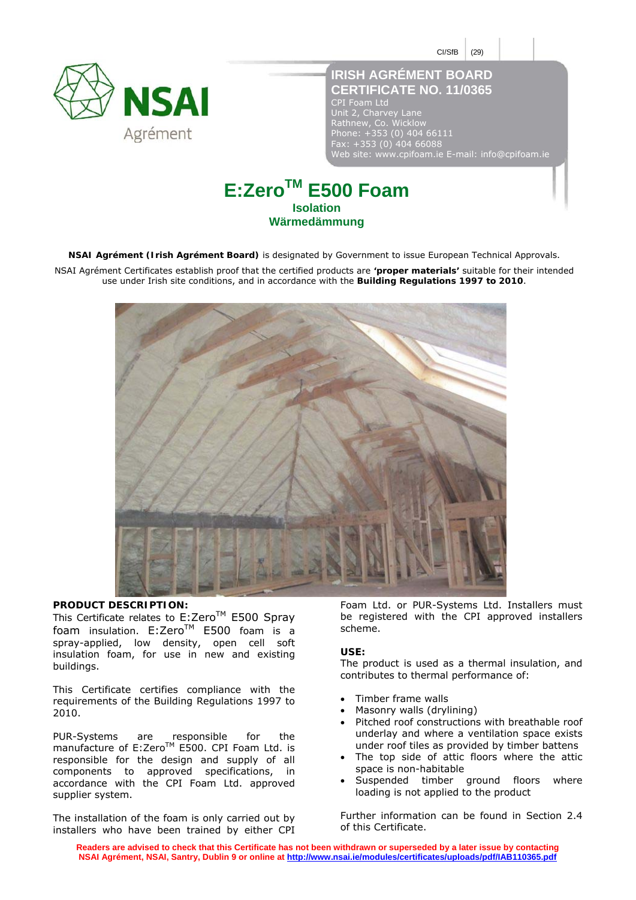CI/SfB | (29)

NSAI Agrément

# IRISH AGRÉMENT BOARD CERTIFICATE NO. 11/0365

CPI Foam Ltd
Unit 2, Charvey Lane
Rathnew, Co. Wicklow
Phone: +353 (0) 404 66111
Fax: +353 (0) 404 66088
Web site: www.cpifoam.ie E-mail: info@cpifoam.ie

# E:Zero$^{TM}$ E500 Foam

**Isolation**
**Wärmedämmung**

**NSAI Agrément (Irish Agrément Board)** is designated by Government to issue European Technical Approvals.

NSAI Agrément Certificates establish proof that the certified products are **'proper materials'** suitable for their intended use under Irish site conditions, and in accordance with the **Building Regulations 1997 to 2010**.

**PRODUCT DESCRIPTION:**

This Certificate relates to E:Zero$^{TM}$ E500 Spray foam insulation. E:Zero$^{TM}$ E500 foam is a spray-applied, low density, open cell soft insulation foam, for use in new and existing buildings.

This Certificate certifies compliance with the requirements of the Building Regulations 1997 to 2010.

PUR-Systems are responsible for the manufacture of E:Zero$^{TM}$ E500. CPI Foam Ltd. is responsible for the design and supply of all components to approved specifications, in accordance with the CPI Foam Ltd. approved supplier system.

The installation of the foam is only carried out by installers who have been trained by either CPI Foam Ltd. or PUR-Systems Ltd. Installers must be registered with the CPI approved installers scheme.

**USE:**

The product is used as a thermal insulation, and contributes to thermal performance of:

- Timber frame walls
- Masonry walls (drylining)
- Pitched roof constructions with breathable roof underlay and where a ventilation space exists under roof tiles as provided by timber battens
- The top side of attic floors where the attic space is non-habitable
- Suspended timber ground floors where loading is not applied to the product

Further information can be found in Section 2.4 of this Certificate.

**Readers are advised to check that this Certificate has not been withdrawn or superseded by a later issue by contacting NSAI Agrément, NSAI, Santry, Dublin 9 or online at http://www.nsai.ie/modules/certificates/uploads/pdf/IAB110365.pdf**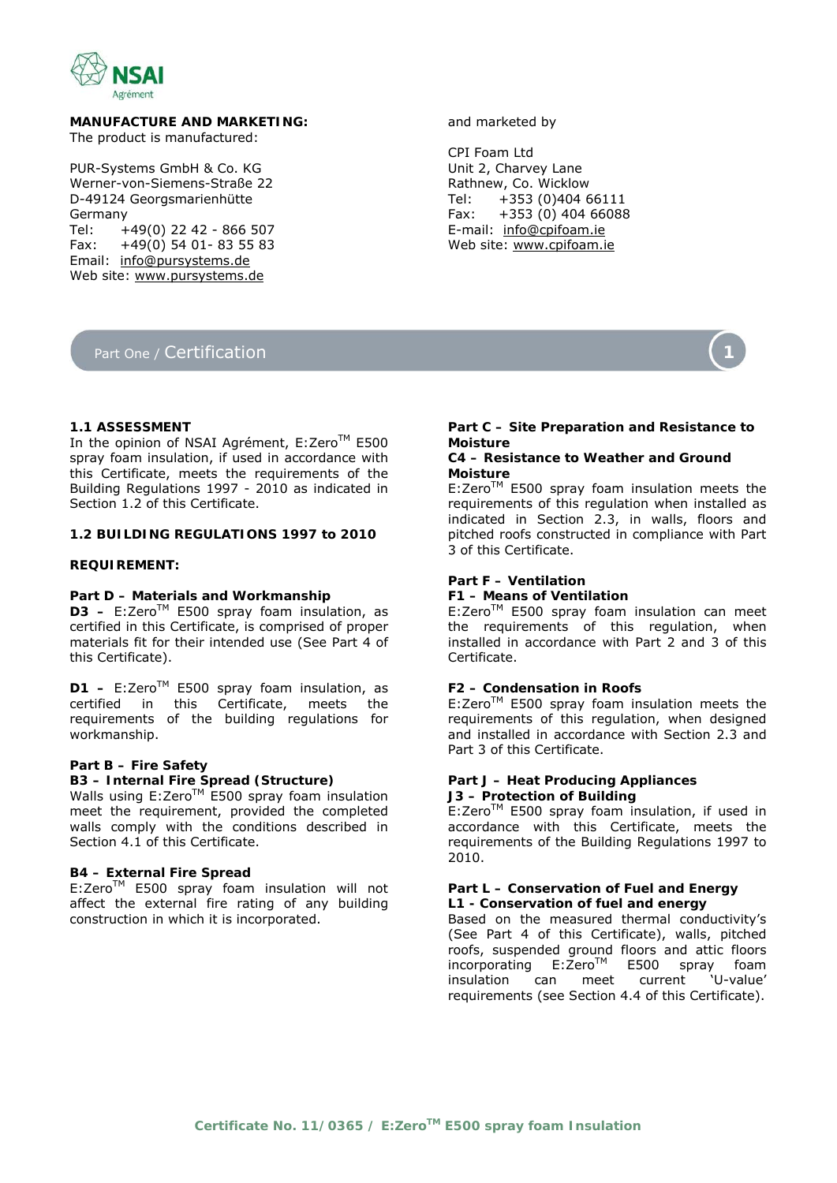**MANUFACTURE AND MARKETING:**
The product is manufactured:

PUR-Systems GmbH & Co. KG
Werner-von-Siemens-Straße 22
D-49124 Georgsmarienhütte
Germany
Tel: +49(0) 22 42 - 866 507
Fax: +49(0) 54 01- 83 55 83
Email: info@pursystems.de
Web site: www.pursystems.de

and marketed by

CPI Foam Ltd
Unit 2, Charvey Lane
Rathnew, Co. Wicklow
Tel: +353 (0)404 66111
Fax: +353 (0) 404 66088
E-mail: info@cpifoam.ie
Web site: www.cpifoam.ie

# Part One / Certification

## 1.1 ASSESSMENT

In the opinion of NSAI Agrément, E:Zero™ E500 spray foam insulation, if used in accordance with this Certificate, meets the requirements of the Building Regulations 1997 - 2010 as indicated in Section 1.2 of this Certificate.

## 1.2 BUILDING REGULATIONS 1997 to 2010

**REQUIREMENT:**

**Part D – Materials and Workmanship**

**D3 –** E:Zero™ E500 spray foam insulation, as certified in this Certificate, is comprised of proper materials fit for their intended use (See Part 4 of this Certificate).

**D1 –** E:Zero™ E500 spray foam insulation, as certified in this Certificate, meets the requirements of the building regulations for workmanship.

**Part B – Fire Safety**

**B3 – Internal Fire Spread (Structure)**

Walls using E:Zero™ E500 spray foam insulation meet the requirement, provided the completed walls comply with the conditions described in Section 4.1 of this Certificate.

**B4 – External Fire Spread**

E:Zero™ E500 spray foam insulation will not affect the external fire rating of any building construction in which it is incorporated.

**Part C – Site Preparation and Resistance to Moisture**

**C4 – Resistance to Weather and Ground Moisture**

E:Zero™ E500 spray foam insulation meets the requirements of this regulation when installed as indicated in Section 2.3, in walls, floors and pitched roofs constructed in compliance with Part 3 of this Certificate.

**Part F – Ventilation**

**F1 – Means of Ventilation**

E:Zero™ E500 spray foam insulation can meet the requirements of this regulation, when installed in accordance with Part 2 and 3 of this Certificate.

**F2 – Condensation in Roofs**

E:Zero™ E500 spray foam insulation meets the requirements of this regulation, when designed and installed in accordance with Section 2.3 and Part 3 of this Certificate.

**Part J – Heat Producing Appliances**

**J3 – Protection of Building**

E:Zero™ E500 spray foam insulation, if used in accordance with this Certificate, meets the requirements of the Building Regulations 1997 to 2010.

**Part L – Conservation of Fuel and Energy**

**L1 - Conservation of fuel and energy**

Based on the measured thermal conductivity's (See Part 4 of this Certificate), walls, pitched roofs, suspended ground floors and attic floors incorporating E:Zero™ E500 spray foam insulation can meet current 'U-value' requirements (see Section 4.4 of this Certificate).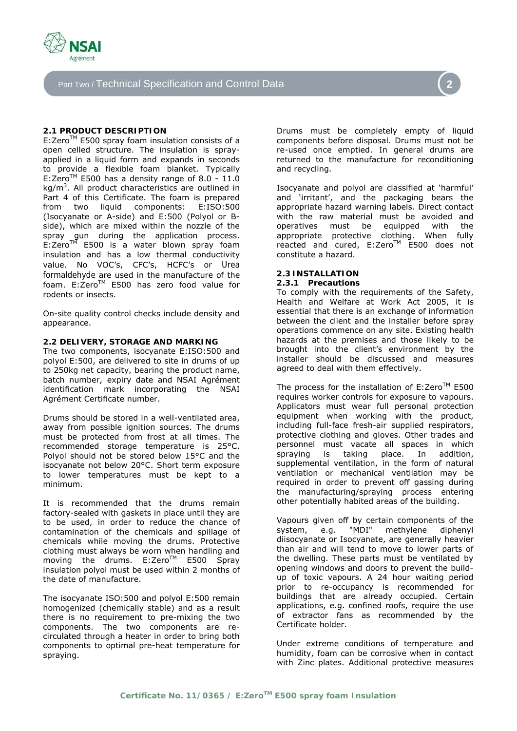## Part Two / Technical Specification and Control Data

### 2.1 PRODUCT DESCRIPTION

E:Zero™ E500 spray foam insulation consists of a open celled structure. The insulation is spray-applied in a liquid form and expands in seconds to provide a flexible foam blanket. Typically E:Zero™ E500 has a density range of 8.0 - 11.0 kg/m$^3$. All product characteristics are outlined in Part 4 of this Certificate. The foam is prepared from two liquid components: E:ISO:500 (Isocyanate or A-side) and E:500 (Polyol or B-side), which are mixed within the nozzle of the spray gun during the application process. E:Zero™ E500 is a water blown spray foam insulation and has a low thermal conductivity value. No VOC's, CFC's, HCFC's or Urea formaldehyde are used in the manufacture of the foam. E:Zero™ E500 has zero food value for rodents or insects.

On-site quality control checks include density and appearance.

### 2.2 DELIVERY, STORAGE AND MARKING

The two components, isocyanate E:ISO:500 and polyol E:500, are delivered to site in drums of up to 250kg net capacity, bearing the product name, batch number, expiry date and NSAI Agrément identification mark incorporating the NSAI Agrément Certificate number.

Drums should be stored in a well-ventilated area, away from possible ignition sources. The drums must be protected from frost at all times. The recommended storage temperature is 25°C. Polyol should not be stored below 15°C and the isocyanate not below 20°C. Short term exposure to lower temperatures must be kept to a minimum.

It is recommended that the drums remain factory-sealed with gaskets in place until they are to be used, in order to reduce the chance of contamination of the chemicals and spillage of chemicals while moving the drums. Protective clothing must always be worn when handling and moving the drums. E:Zero™ E500 Spray insulation polyol must be used within 2 months of the date of manufacture.

The isocyanate ISO:500 and polyol E:500 remain homogenized (chemically stable) and as a result there is no requirement to pre-mixing the two components. The two components are re-circulated through a heater in order to bring both components to optimal pre-heat temperature for spraying.

Drums must be completely empty of liquid components before disposal. Drums must not be re-used once emptied. In general drums are returned to the manufacture for reconditioning and recycling.

Isocyanate and polyol are classified at 'harmful' and 'irritant', and the packaging bears the appropriate hazard warning labels. Direct contact with the raw material must be avoided and operatives must be equipped with the appropriate protective clothing. When fully reacted and cured, E:Zero™ E500 does not constitute a hazard.

### 2.3 INSTALLATION

#### 2.3.1 Precautions

To comply with the requirements of the Safety, Health and Welfare at Work Act 2005, it is essential that there is an exchange of information between the client and the installer before spray operations commence on any site. Existing health hazards at the premises and those likely to be brought into the client's environment by the installer should be discussed and measures agreed to deal with them effectively.

The process for the installation of E:Zero™ E500 requires worker controls for exposure to vapours. Applicators must wear full personal protection equipment when working with the product, including full-face fresh-air supplied respirators, protective clothing and gloves. Other trades and personnel must vacate all spaces in which spraying is taking place. In addition, supplemental ventilation, in the form of natural ventilation or mechanical ventilation may be required in order to prevent off gassing during the manufacturing/spraying process entering other potentially habited areas of the building.

Vapours given off by certain components of the system, e.g. "MDI" methylene diphenyl diisocyanate or Isocyanate, are generally heavier than air and will tend to move to lower parts of the dwelling. These parts must be ventilated by opening windows and doors to prevent the build-up of toxic vapours. A 24 hour waiting period prior to re-occupancy is recommended for buildings that are already occupied. Certain applications, e.g. confined roofs, require the use of extractor fans as recommended by the Certificate holder.

Under extreme conditions of temperature and humidity, foam can be corrosive when in contact with Zinc plates. Additional protective measures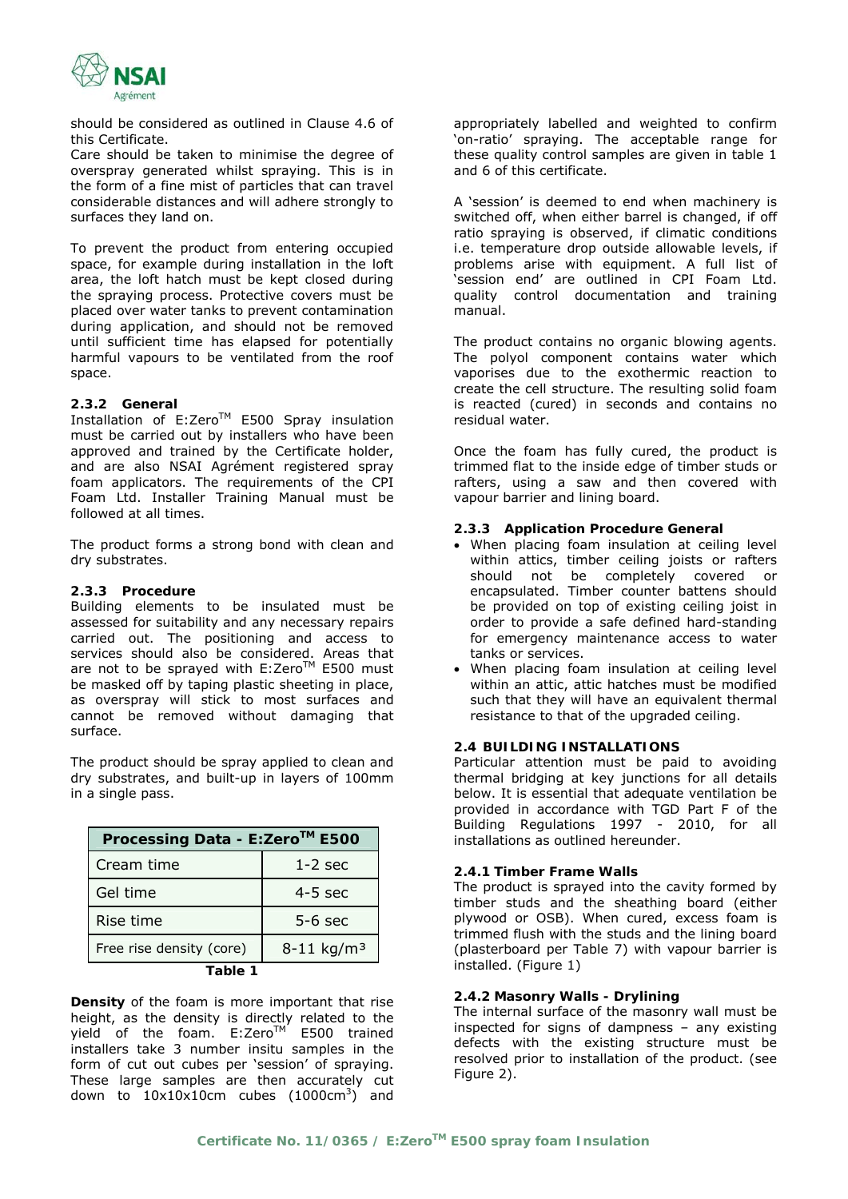should be considered as outlined in Clause 4.6 of this Certificate.
Care should be taken to minimise the degree of overspray generated whilst spraying. This is in the form of a fine mist of particles that can travel considerable distances and will adhere strongly to surfaces they land on.

To prevent the product from entering occupied space, for example during installation in the loft area, the loft hatch must be kept closed during the spraying process. Protective covers must be placed over water tanks to prevent contamination during application, and should not be removed until sufficient time has elapsed for potentially harmful vapours to be ventilated from the roof space.

### 2.3.2 General

Installation of E:Zero™ E500 Spray insulation must be carried out by installers who have been approved and trained by the Certificate holder, and are also NSAI Agrément registered spray foam applicators. The requirements of the CPI Foam Ltd. Installer Training Manual must be followed at all times.

The product forms a strong bond with clean and dry substrates.

### 2.3.3 Procedure

Building elements to be insulated must be assessed for suitability and any necessary repairs carried out. The positioning and access to services should also be considered. Areas that are not to be sprayed with E:Zero™ E500 must be masked off by taping plastic sheeting in place, as overspray will stick to most surfaces and cannot be removed without damaging that surface.

The product should be spray applied to clean and dry substrates, and built-up in layers of 100mm in a single pass.

| Processing Data - E:Zero™ E500 | |
|---|---|
| Cream time | 1-2 sec |
| Gel time | 4-5 sec |
| Rise time | 5-6 sec |
| Free rise density (core) | 8-11 kg/m³ |

**Table 1**

**Density** of the foam is more important that rise height, as the density is directly related to the yield of the foam. E:Zero™ E500 trained installers take 3 number insitu samples in the form of cut out cubes per 'session' of spraying. These large samples are then accurately cut down to 10x10x10cm cubes (1000cm³) and appropriately labelled and weighted to confirm 'on-ratio' spraying. The acceptable range for these quality control samples are given in table 1 and 6 of this certificate.

A 'session' is deemed to end when machinery is switched off, when either barrel is changed, if off ratio spraying is observed, if climatic conditions i.e. temperature drop outside allowable levels, if problems arise with equipment. A full list of 'session end' are outlined in CPI Foam Ltd. quality control documentation and training manual.

The product contains no organic blowing agents. The polyol component contains water which vaporises due to the exothermic reaction to create the cell structure. The resulting solid foam is reacted (cured) in seconds and contains no residual water.

Once the foam has fully cured, the product is trimmed flat to the inside edge of timber studs or rafters, using a saw and then covered with vapour barrier and lining board.

### 2.3.3 Application Procedure General

- When placing foam insulation at ceiling level within attics, timber ceiling joists or rafters should not be completely covered or encapsulated. Timber counter battens should be provided on top of existing ceiling joist in order to provide a safe defined hard-standing for emergency maintenance access to water tanks or services.
- When placing foam insulation at ceiling level within an attic, attic hatches must be modified such that they will have an equivalent thermal resistance to that of the upgraded ceiling.

## 2.4 BUILDING INSTALLATIONS

Particular attention must be paid to avoiding thermal bridging at key junctions for all details below. It is essential that adequate ventilation be provided in accordance with TGD Part F of the Building Regulations 1997 - 2010, for all installations as outlined hereunder.

### 2.4.1 Timber Frame Walls

The product is sprayed into the cavity formed by timber studs and the sheathing board (either plywood or OSB). When cured, excess foam is trimmed flush with the studs and the lining board (plasterboard per Table 7) with vapour barrier is installed. (Figure 1)

### 2.4.2 Masonry Walls - Drylining

The internal surface of the masonry wall must be inspected for signs of dampness – any existing defects with the existing structure must be resolved prior to installation of the product. (see Figure 2).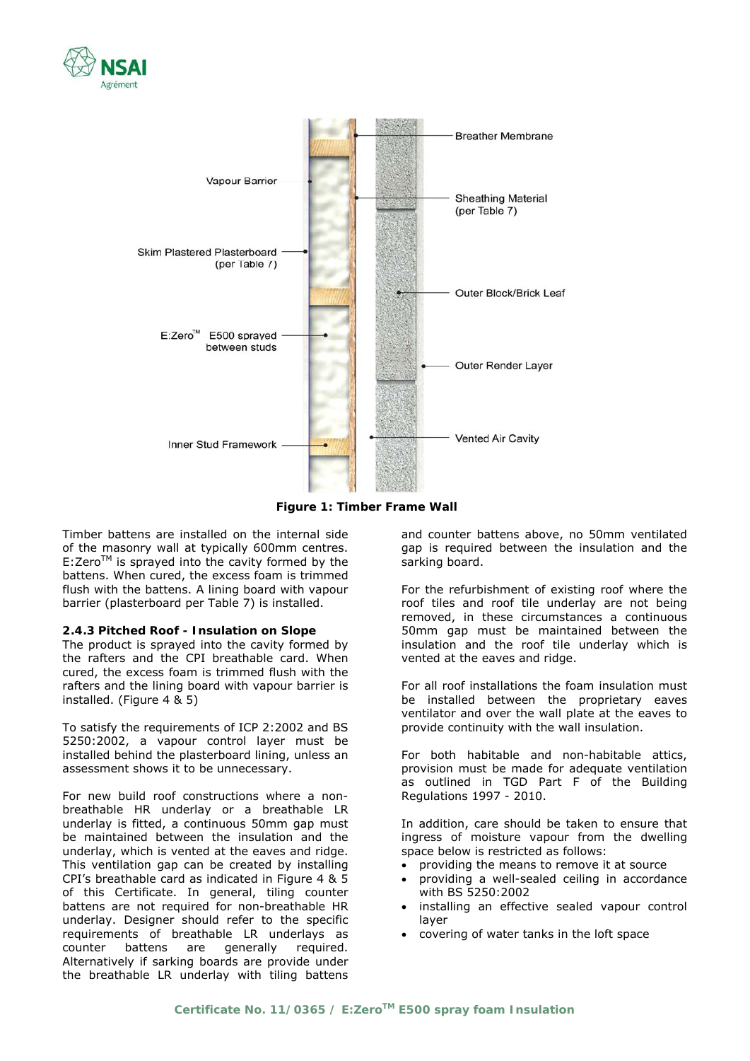Breather Membrane

Vapour Barrior

Sheathing Material (per Table 7)

Skim Plastered Plasterboard (per Table 7)

Outer Block/Brick Leaf

E:Zero™ E500 sprayed between studs

Outer Render Layer

Inner Stud Framework

Vented Air Cavity

**Figure 1: Timber Frame Wall**

Timber battens are installed on the internal side of the masonry wall at typically 600mm centres. E:Zero™ is sprayed into the cavity formed by the battens. When cured, the excess foam is trimmed flush with the battens. A lining board with vapour barrier (plasterboard per Table 7) is installed.

### 2.4.3 Pitched Roof - Insulation on Slope

The product is sprayed into the cavity formed by the rafters and the CPI breathable card. When cured, the excess foam is trimmed flush with the rafters and the lining board with vapour barrier is installed. (Figure 4 & 5)

To satisfy the requirements of ICP 2:2002 and BS 5250:2002, a vapour control layer must be installed behind the plasterboard lining, unless an assessment shows it to be unnecessary.

For new build roof constructions where a non-breathable HR underlay or a breathable LR underlay is fitted, a continuous 50mm gap must be maintained between the insulation and the underlay, which is vented at the eaves and ridge. This ventilation gap can be created by installing CPI's breathable card as indicated in Figure 4 & 5 of this Certificate. In general, tiling counter battens are not required for non-breathable HR underlay. Designer should refer to the specific requirements of breathable LR underlays as counter battens are generally required. Alternatively if sarking boards are provide under the breathable LR underlay with tiling battens and counter battens above, no 50mm ventilated gap is required between the insulation and the sarking board.

For the refurbishment of existing roof where the roof tiles and roof tile underlay are not being removed, in these circumstances a continuous 50mm gap must be maintained between the insulation and the roof tile underlay which is vented at the eaves and ridge.

For all roof installations the foam insulation must be installed between the proprietary eaves ventilator and over the wall plate at the eaves to provide continuity with the wall insulation.

For both habitable and non-habitable attics, provision must be made for adequate ventilation as outlined in TGD Part F of the Building Regulations 1997 - 2010.

In addition, care should be taken to ensure that ingress of moisture vapour from the dwelling space below is restricted as follows:

- providing the means to remove it at source
- providing a well-sealed ceiling in accordance with BS 5250:2002
- installing an effective sealed vapour control layer
- covering of water tanks in the loft space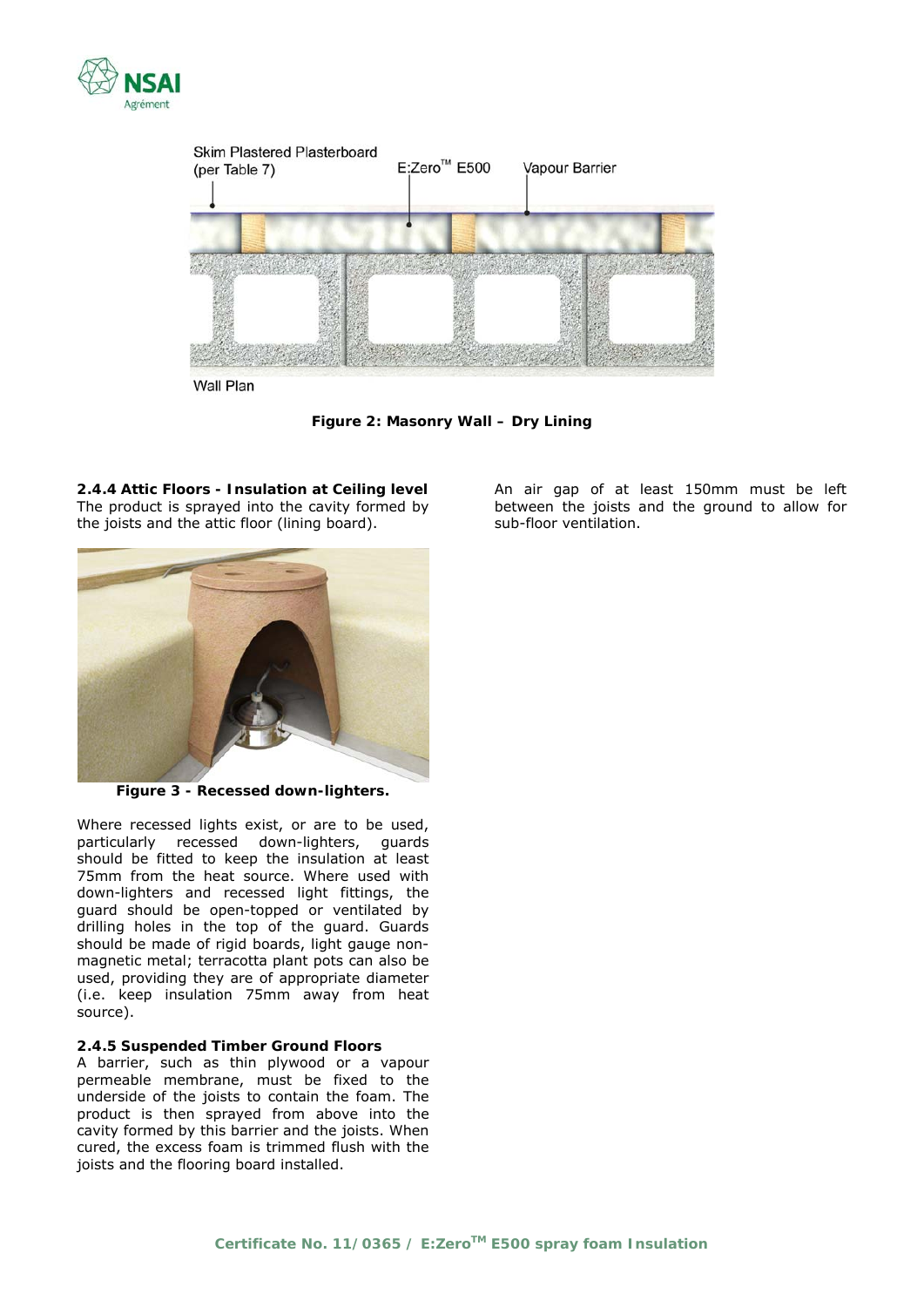Skim Plastered Plasterboard (per Table 7)

E:Zero™ E500

Vapour Barrier

Wall Plan

**Figure 2: Masonry Wall – Dry Lining**

### 2.4.4 Attic Floors - Insulation at Ceiling level

The product is sprayed into the cavity formed by the joists and the attic floor (lining board).

**Figure 3 - Recessed down-lighters.**

Where recessed lights exist, or are to be used, particularly recessed down-lighters, guards should be fitted to keep the insulation at least 75mm from the heat source. Where used with down-lighters and recessed light fittings, the guard should be open-topped or ventilated by drilling holes in the top of the guard. Guards should be made of rigid boards, light gauge non-magnetic metal; terracotta plant pots can also be used, providing they are of appropriate diameter (i.e. keep insulation 75mm away from heat source).

### 2.4.5 Suspended Timber Ground Floors

A barrier, such as thin plywood or a vapour permeable membrane, must be fixed to the underside of the joists to contain the foam. The product is then sprayed from above into the cavity formed by this barrier and the joists. When cured, the excess foam is trimmed flush with the joists and the flooring board installed.

An air gap of at least 150mm must be left between the joists and the ground to allow for sub-floor ventilation.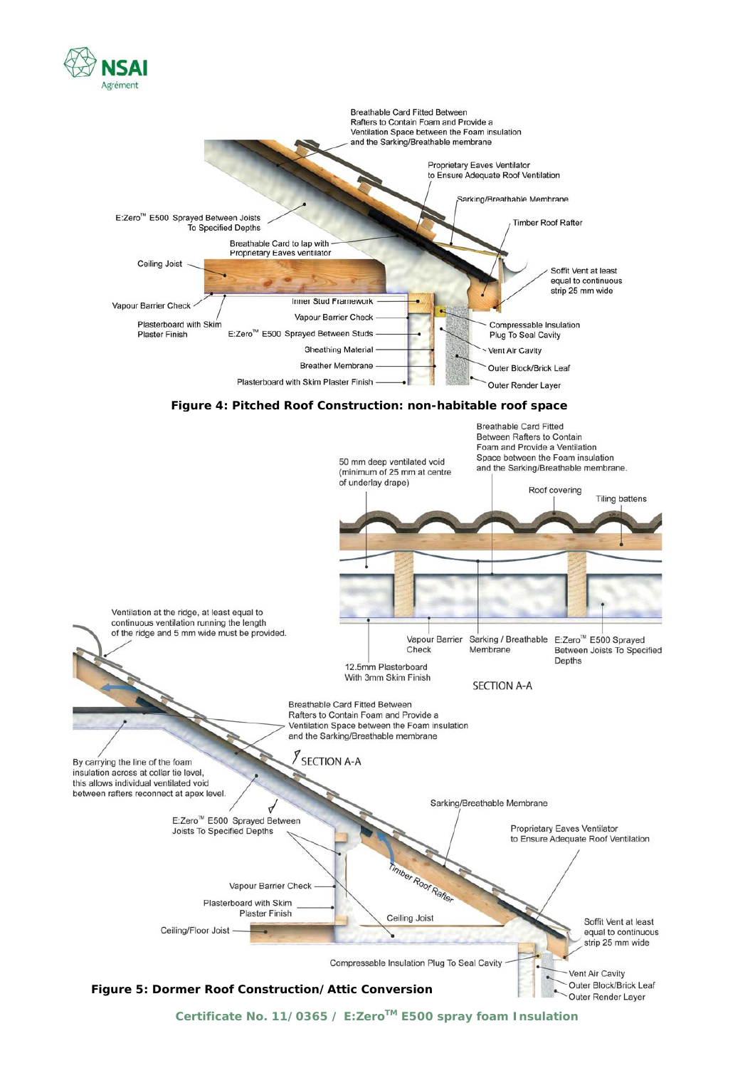Breathable Card Fitted Between Rafters to Contain Foam and Provide a Ventilation Space between the Foam insulation and the Sarking/Breathable membrane

Proprietary Eaves Ventilator to Ensure Adequate Roof Ventilation

Sarking/Breathable Membrane

E:Zero™ E500 Sprayed Between Joists To Specified Depths

Timber Roof Rafter

Breathable Card to lap with Proprietary Eaves ventilator

Ceiling Joist

Soffit Vent at least equal to continuous strip 25 mm wide

Inner Stud Framework

Vapour Barrier Check

Vapour Barrier Check

Plasterboard with Skim Plaster Finish

E:Zero™ E500 Sprayed Between Studs

Compressable Insulation Plug To Seal Cavity

Sheathing Material

Vent Air Cavity

Breather Membrane

Outer Block/Brick Leaf

Plasterboard with Skim Plaster Finish

Outer Render Layer

**Figure 4: Pitched Roof Construction: non-habitable roof space**

50 mm deep ventilated void (minimum of 25 mm at centre of underlay drape)

Breathable Card Fitted Between Rafters to Contain Foam and Provide a Ventilation Space between the Foam insulation and the Sarking/Breathable membrane.

Roof covering

Tiling battens

Ventilation at the ridge, at least equal to continuous ventilation running the length of the ridge and 5 mm wide must be provided.

Vapour Barrier Check

Sarking / Breathable Membrane

E:Zero™ E500 Sprayed Between Joists To Specified Depths

12.5mm Plasterboard With 3mm Skim Finish

SECTION A-A

Breathable Card Fitted Between Rafters to Contain Foam and Provide a Ventilation Space between the Foam insulation and the Sarking/Breathable membrane

SECTION A-A

By carrying the line of the foam insulation across at collar tie level, this allows individual ventilated void between rafters reconnect at apex level.

Sarking/Breathable Membrane

E:Zero™ E500 Sprayed Between Joists To Specified Depths

Proprietary Eaves Ventilator to Ensure Adequate Roof Ventilation

Timber Roof Rafter

Vapour Barrier Check

Plasterboard with Skim Plaster Finish

Ceiling Joist

Ceiling/Floor Joist

Soffit Vent at least equal to continuous strip 25 mm wide

Compressable Insulation Plug To Seal Cavity

Vent Air Cavity

Outer Block/Brick Leaf

Outer Render Layer

**Figure 5: Dormer Roof Construction/Attic Conversion**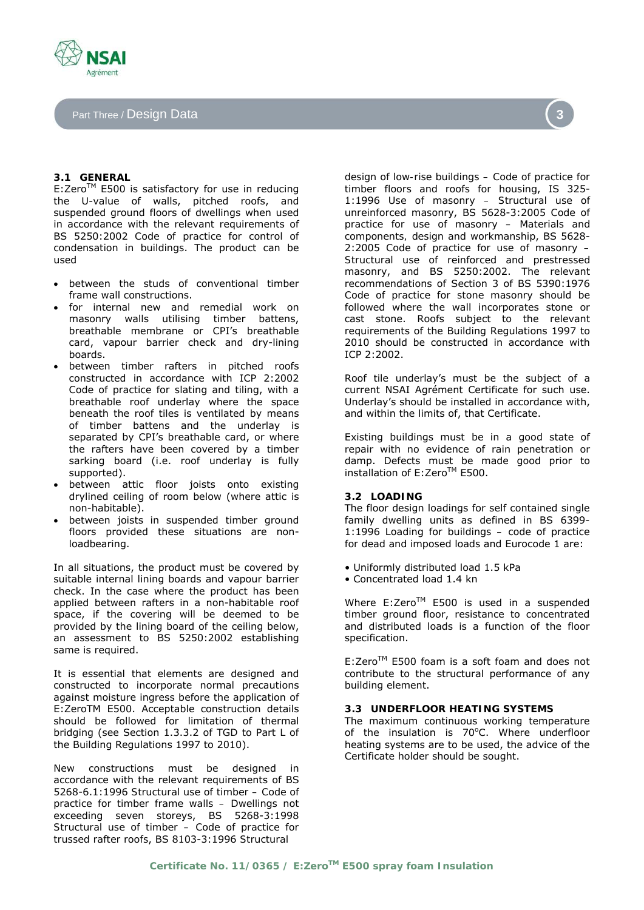## Part Three / Design Data

### 3.1 GENERAL

E:Zero$^{TM}$ E500 is satisfactory for use in reducing the U-value of walls, pitched roofs, and suspended ground floors of dwellings when used in accordance with the relevant requirements of BS 5250:2002 Code of practice for control of condensation in buildings. The product can be used

- between the studs of conventional timber frame wall constructions.
- for internal new and remedial work on masonry walls utilising timber battens, breathable membrane or CPI's breathable card, vapour barrier check and dry-lining boards.
- between timber rafters in pitched roofs constructed in accordance with ICP 2:2002 Code of practice for slating and tiling, with a breathable roof underlay where the space beneath the roof tiles is ventilated by means of timber battens and the underlay is separated by CPI's breathable card, or where the rafters have been covered by a timber sarking board (i.e. roof underlay is fully supported).
- between attic floor joists onto existing drylined ceiling of room below (where attic is non-habitable).
- between joists in suspended timber ground floors provided these situations are non-loadbearing.

In all situations, the product must be covered by suitable internal lining boards and vapour barrier check. In the case where the product has been applied between rafters in a non-habitable roof space, if the covering will be deemed to be provided by the lining board of the ceiling below, an assessment to BS 5250:2002 establishing same is required.

It is essential that elements are designed and constructed to incorporate normal precautions against moisture ingress before the application of E:ZeroTM E500. Acceptable construction details should be followed for limitation of thermal bridging (see Section 1.3.3.2 of TGD to Part L of the Building Regulations 1997 to 2010).

New constructions must be designed in accordance with the relevant requirements of BS 5268-6.1:1996 Structural use of timber – Code of practice for timber frame walls – Dwellings not exceeding seven storeys, BS 5268-3:1998 Structural use of timber – Code of practice for trussed rafter roofs, BS 8103-3:1996 Structural design of low-rise buildings – Code of practice for timber floors and roofs for housing, IS 325-1:1996 Use of masonry – Structural use of unreinforced masonry, BS 5628-3:2005 Code of practice for use of masonry – Materials and components, design and workmanship, BS 5628-2:2005 Code of practice for use of masonry – Structural use of reinforced and prestressed masonry, and BS 5250:2002. The relevant recommendations of Section 3 of BS 5390:1976 Code of practice for stone masonry should be followed where the wall incorporates stone or cast stone. Roofs subject to the relevant requirements of the Building Regulations 1997 to 2010 should be constructed in accordance with ICP 2:2002.

Roof tile underlay's must be the subject of a current NSAI Agrément Certificate for such use. Underlay's should be installed in accordance with, and within the limits of, that Certificate.

Existing buildings must be in a good state of repair with no evidence of rain penetration or damp. Defects must be made good prior to installation of E:Zero$^{TM}$ E500.

### 3.2 LOADING

The floor design loadings for self contained single family dwelling units as defined in BS 6399-1:1996 Loading for buildings – code of practice for dead and imposed loads and Eurocode 1 are:

- Uniformly distributed load 1.5 kPa
- Concentrated load 1.4 kn

Where E:Zero$^{TM}$ E500 is used in a suspended timber ground floor, resistance to concentrated and distributed loads is a function of the floor specification.

E:Zero$^{TM}$ E500 foam is a soft foam and does not contribute to the structural performance of any building element.

### 3.3 UNDERFLOOR HEATING SYSTEMS

The maximum continuous working temperature of the insulation is 70$^{o}$C. Where underfloor heating systems are to be used, the advice of the Certificate holder should be sought.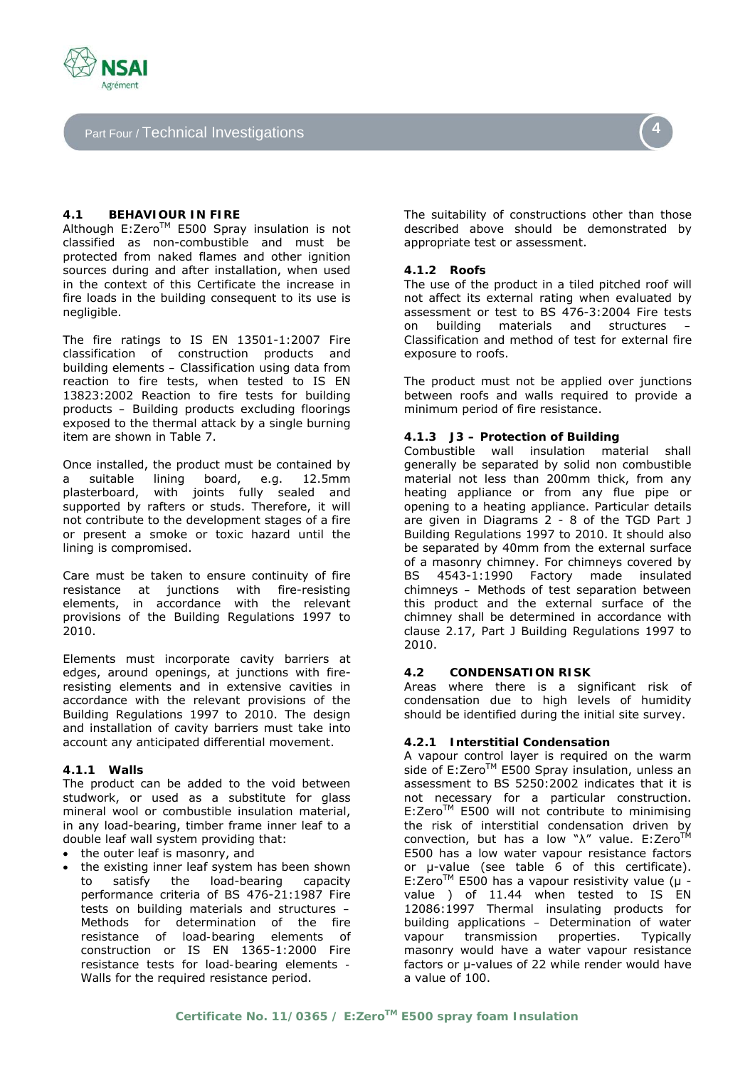## Part Four / Technical Investigations

### 4.1 BEHAVIOUR IN FIRE

Although E:Zero™ E500 Spray insulation is not classified as non-combustible and must be protected from naked flames and other ignition sources during and after installation, when used in the context of this Certificate the increase in fire loads in the building consequent to its use is negligible.

The fire ratings to IS EN 13501-1:2007 Fire classification of construction products and building elements – Classification using data from reaction to fire tests, when tested to IS EN 13823:2002 Reaction to fire tests for building products – Building products excluding floorings exposed to the thermal attack by a single burning item are shown in Table 7.

Once installed, the product must be contained by a suitable lining board, e.g. 12.5mm plasterboard, with joints fully sealed and supported by rafters or studs. Therefore, it will not contribute to the development stages of a fire or present a smoke or toxic hazard until the lining is compromised.

Care must be taken to ensure continuity of fire resistance at junctions with fire-resisting elements, in accordance with the relevant provisions of the Building Regulations 1997 to 2010.

Elements must incorporate cavity barriers at edges, around openings, at junctions with fire-resisting elements and in extensive cavities in accordance with the relevant provisions of the Building Regulations 1997 to 2010. The design and installation of cavity barriers must take into account any anticipated differential movement.

#### 4.1.1 Walls

The product can be added to the void between studwork, or used as a substitute for glass mineral wool or combustible insulation material, in any load-bearing, timber frame inner leaf to a double leaf wall system providing that:

- the outer leaf is masonry, and
- the existing inner leaf system has been shown to satisfy the load-bearing capacity performance criteria of BS 476-21:1987 Fire tests on building materials and structures – Methods for determination of the fire resistance of load-bearing elements of construction or IS EN 1365-1:2000 Fire resistance tests for load-bearing elements - Walls for the required resistance period.

The suitability of constructions other than those described above should be demonstrated by appropriate test or assessment.

#### 4.1.2 Roofs

The use of the product in a tiled pitched roof will not affect its external rating when evaluated by assessment or test to BS 476-3:2004 Fire tests on building materials and structures – Classification and method of test for external fire exposure to roofs.

The product must not be applied over junctions between roofs and walls required to provide a minimum period of fire resistance.

#### 4.1.3 J3 – Protection of Building

Combustible wall insulation material shall generally be separated by solid non combustible material not less than 200mm thick, from any heating appliance or from any flue pipe or opening to a heating appliance. Particular details are given in Diagrams 2 - 8 of the TGD Part J Building Regulations 1997 to 2010. It should also be separated by 40mm from the external surface of a masonry chimney. For chimneys covered by BS 4543-1:1990 Factory made insulated chimneys – Methods of test separation between this product and the external surface of the chimney shall be determined in accordance with clause 2.17, Part J Building Regulations 1997 to 2010.

### 4.2 CONDENSATION RISK

Areas where there is a significant risk of condensation due to high levels of humidity should be identified during the initial site survey.

#### 4.2.1 Interstitial Condensation

A vapour control layer is required on the warm side of E:Zero™ E500 Spray insulation, unless an assessment to BS 5250:2002 indicates that it is not necessary for a particular construction. E:Zero™ E500 will not contribute to minimising the risk of interstitial condensation driven by convection, but has a low "λ" value. E:Zero™ E500 has a low water vapour resistance factors or μ-value (see table 6 of this certificate). E:Zero™ E500 has a vapour resistivity value (μ - value ) of 11.44 when tested to IS EN 12086:1997 Thermal insulating products for building applications – Determination of water vapour transmission properties. Typically masonry would have a water vapour resistance factors or μ-values of 22 while render would have a value of 100.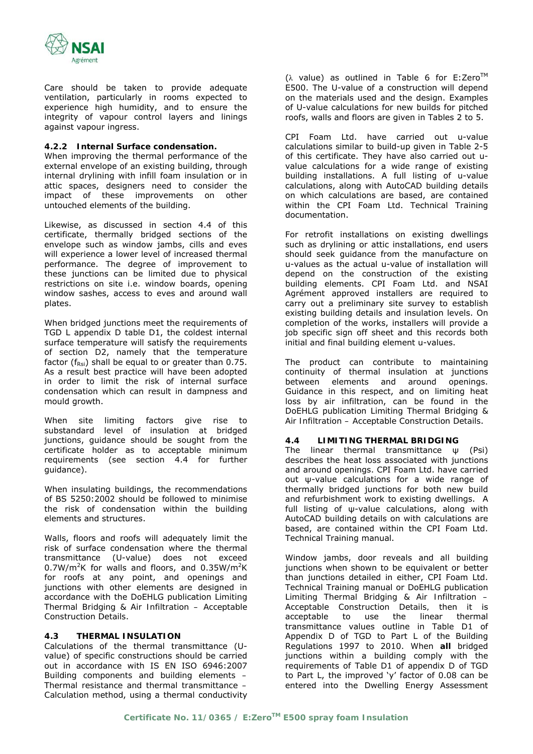Care should be taken to provide adequate ventilation, particularly in rooms expected to experience high humidity, and to ensure the integrity of vapour control layers and linings against vapour ingress.

### 4.2.2 Internal Surface condensation.

When improving the thermal performance of the external envelope of an existing building, through internal drylining with infill foam insulation or in attic spaces, designers need to consider the impact of these improvements on other untouched elements of the building.

Likewise, as discussed in section 4.4 of this certificate, thermally bridged sections of the envelope such as window jambs, cills and eves will experience a lower level of increased thermal performance. The degree of improvement to these junctions can be limited due to physical restrictions on site i.e. window boards, opening window sashes, access to eves and around wall plates.

When bridged junctions meet the requirements of TGD L appendix D table D1, the coldest internal surface temperature will satisfy the requirements of section D2, namely that the temperature factor ($f_{Rsi}$) shall be equal to or greater than 0.75. As a result best practice will have been adopted in order to limit the risk of internal surface condensation which can result in dampness and mould growth.

When site limiting factors give rise to substandard level of insulation at bridged junctions, guidance should be sought from the certificate holder as to acceptable minimum requirements (see section 4.4 for further guidance).

When insulating buildings, the recommendations of BS 5250:2002 should be followed to minimise the risk of condensation within the building elements and structures.

Walls, floors and roofs will adequately limit the risk of surface condensation where the thermal transmittance (U-value) does not exceed 0.7W/m$^2$K for walls and floors, and 0.35W/m$^2$K for roofs at any point, and openings and junctions with other elements are designed in accordance with the DoEHLG publication Limiting Thermal Bridging & Air Infiltration – Acceptable Construction Details.

## 4.3 THERMAL INSULATION

Calculations of the thermal transmittance (U-value) of specific constructions should be carried out in accordance with IS EN ISO 6946:2007 Building components and building elements – Thermal resistance and thermal transmittance – Calculation method, using a thermal conductivity ($\lambda$ value) as outlined in Table 6 for E:Zero™ E500. The U-value of a construction will depend on the materials used and the design. Examples of U-value calculations for new builds for pitched roofs, walls and floors are given in Tables 2 to 5.

CPI Foam Ltd. have carried out u-value calculations similar to build-up given in Table 2-5 of this certificate. They have also carried out u-value calculations for a wide range of existing building installations. A full listing of u-value calculations, along with AutoCAD building details on which calculations are based, are contained within the CPI Foam Ltd. Technical Training documentation.

For retrofit installations on existing dwellings such as drylining or attic installations, end users should seek guidance from the manufacture on u-values as the actual u-value of installation will depend on the construction of the existing building elements. CPI Foam Ltd. and NSAI Agrément approved installers are required to carry out a preliminary site survey to establish existing building details and insulation levels. On completion of the works, installers will provide a job specific sign off sheet and this records both initial and final building element u-values.

The product can contribute to maintaining continuity of thermal insulation at junctions between elements and around openings. Guidance in this respect, and on limiting heat loss by air infiltration, can be found in the DoEHLG publication Limiting Thermal Bridging & Air Infiltration – Acceptable Construction Details.

## 4.4 LIMITING THERMAL BRIDGING

The linear thermal transmittance $\psi$ (Psi) describes the heat loss associated with junctions and around openings. CPI Foam Ltd. have carried out $\psi$-value calculations for a wide range of thermally bridged junctions for both new build and refurbishment work to existing dwellings. A full listing of $\psi$-value calculations, along with AutoCAD building details on with calculations are based, are contained within the CPI Foam Ltd. Technical Training manual.

Window jambs, door reveals and all building junctions when shown to be equivalent or better than junctions detailed in either, CPI Foam Ltd. Technical Training manual or DoEHLG publication Limiting Thermal Bridging & Air Infiltration – Acceptable Construction Details, then it is acceptable to use the linear thermal transmittance values outline in Table D1 of Appendix D of TGD to Part L of the Building Regulations 1997 to 2010. When **all** bridged junctions within a building comply with the requirements of Table D1 of appendix D of TGD to Part L, the improved 'y' factor of 0.08 can be entered into the Dwelling Energy Assessment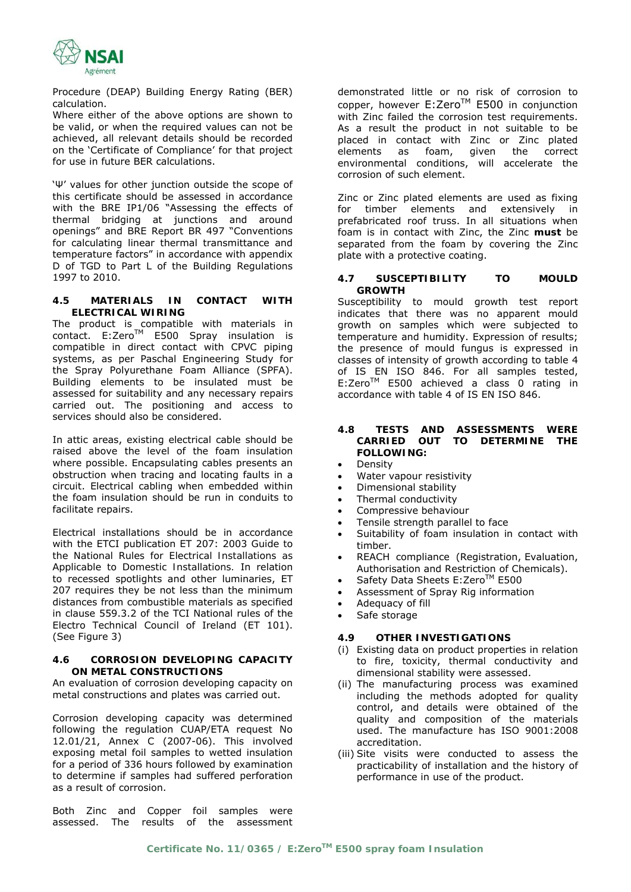Procedure (DEAP) Building Energy Rating (BER) calculation.

Where either of the above options are shown to be valid, or when the required values can not be achieved, all relevant details should be recorded on the 'Certificate of Compliance' for that project for use in future BER calculations.

'Ψ' values for other junction outside the scope of this certificate should be assessed in accordance with the BRE IP1/06 "Assessing the effects of thermal bridging at junctions and around openings" and BRE Report BR 497 "Conventions for calculating linear thermal transmittance and temperature factors" in accordance with appendix D of TGD to Part L of the Building Regulations 1997 to 2010.

### 4.5 MATERIALS IN CONTACT WITH ELECTRICAL WIRING

The product is compatible with materials in contact. E:Zero™ E500 Spray insulation is compatible in direct contact with CPVC piping systems, as per Paschal Engineering Study for the Spray Polyurethane Foam Alliance (SPFA). Building elements to be insulated must be assessed for suitability and any necessary repairs carried out. The positioning and access to services should also be considered.

In attic areas, existing electrical cable should be raised above the level of the foam insulation where possible. Encapsulating cables presents an obstruction when tracing and locating faults in a circuit. Electrical cabling when embedded within the foam insulation should be run in conduits to facilitate repairs.

Electrical installations should be in accordance with the ETCI publication ET 207: 2003 Guide to the National Rules for Electrical Installations as Applicable to Domestic Installations. In relation to recessed spotlights and other luminaries, ET 207 requires they be not less than the minimum distances from combustible materials as specified in clause 559.3.2 of the TCI National rules of the Electro Technical Council of Ireland (ET 101). (See Figure 3)

### 4.6 CORROSION DEVELOPING CAPACITY ON METAL CONSTRUCTIONS

An evaluation of corrosion developing capacity on metal constructions and plates was carried out.

Corrosion developing capacity was determined following the regulation CUAP/ETA request No 12.01/21, Annex C (2007-06). This involved exposing metal foil samples to wetted insulation for a period of 336 hours followed by examination to determine if samples had suffered perforation as a result of corrosion.

Both Zinc and Copper foil samples were assessed. The results of the assessment demonstrated little or no risk of corrosion to copper, however E:Zero™ E500 in conjunction with Zinc failed the corrosion test requirements. As a result the product in not suitable to be placed in contact with Zinc or Zinc plated elements as foam, given the correct environmental conditions, will accelerate the corrosion of such element.

Zinc or Zinc plated elements are used as fixing for timber elements and extensively in prefabricated roof truss. In all situations when foam is in contact with Zinc, the Zinc **must** be separated from the foam by covering the Zinc plate with a protective coating.

### 4.7 SUSCEPTIBILITY TO MOULD GROWTH

Susceptibility to mould growth test report indicates that there was no apparent mould growth on samples which were subjected to temperature and humidity. Expression of results; the presence of mould fungus is expressed in classes of intensity of growth according to table 4 of IS EN ISO 846. For all samples tested, E:Zero™ E500 achieved a class 0 rating in accordance with table 4 of IS EN ISO 846.

### 4.8 TESTS AND ASSESSMENTS WERE CARRIED OUT TO DETERMINE THE FOLLOWING:

- Density
- Water vapour resistivity
- Dimensional stability
- Thermal conductivity
- Compressive behaviour
- Tensile strength parallel to face
- Suitability of foam insulation in contact with timber.
- REACH compliance (Registration, Evaluation, Authorisation and Restriction of Chemicals).
- Safety Data Sheets E:Zero™ E500
- Assessment of Spray Rig information
- Adequacy of fill
- Safe storage

### 4.9 OTHER INVESTIGATIONS

(i) Existing data on product properties in relation to fire, toxicity, thermal conductivity and dimensional stability were assessed.

(ii) The manufacturing process was examined including the methods adopted for quality control, and details were obtained of the quality and composition of the materials used. The manufacture has ISO 9001:2008 accreditation.

(iii) Site visits were conducted to assess the practicability of installation and the history of performance in use of the product.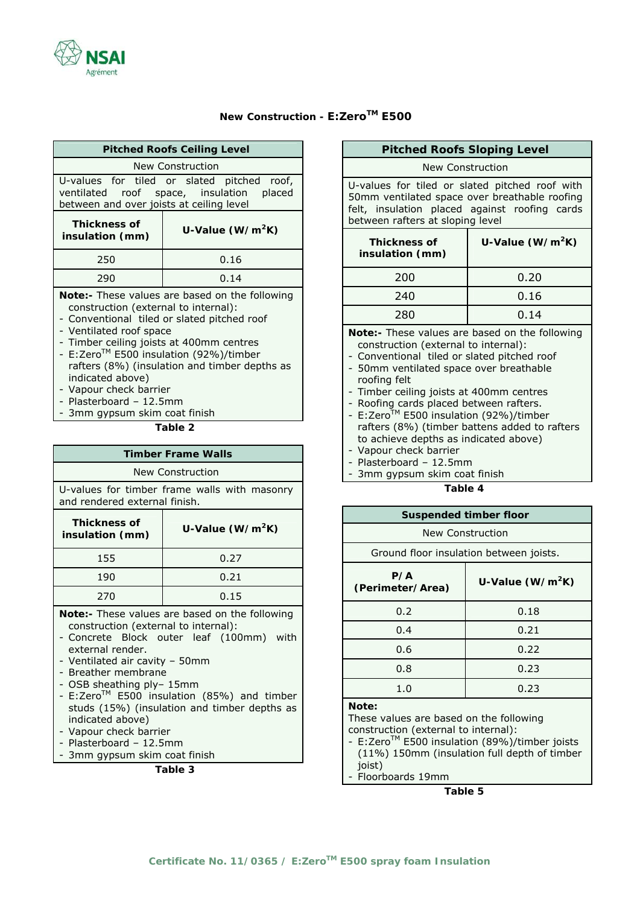## New Construction - E:Zero™ E500

| Pitched Roofs Ceiling Level | |
|---|---|
| New Construction | |
| U-values for tiled or slated pitched roof, ventilated roof space, insulation placed between and over joists at ceiling level | |
| **Thickness of insulation (mm)** | **U-Value (W/m²K)** |
| 250 | 0.16 |
| 290 | 0.14 |

**Note:-** These values are based on the following construction (external to internal):
- Conventional tiled or slated pitched roof
- Ventilated roof space
- Timber ceiling joists at 400mm centres
- E:Zero™ E500 insulation (92%)/timber rafters (8%) (insulation and timber depths as indicated above)
- Vapour check barrier
- Plasterboard – 12.5mm
- 3mm gypsum skim coat finish

**Table 2**

| Timber Frame Walls | |
|---|---|
| New Construction | |
| U-values for timber frame walls with masonry and rendered external finish. | |
| **Thickness of insulation (mm)** | **U-Value (W/m²K)** |
| 155 | 0.27 |
| 190 | 0.21 |
| 270 | 0.15 |

**Note:-** These values are based on the following construction (external to internal):
- Concrete Block outer leaf (100mm) with external render.
- Ventilated air cavity – 50mm
- Breather membrane
- OSB sheathing ply– 15mm
- E:Zero™ E500 insulation (85%) and timber studs (15%) (insulation and timber depths as indicated above)
- Vapour check barrier
- Plasterboard – 12.5mm
- 3mm gypsum skim coat finish

**Table 3**

| Pitched Roofs Sloping Level | |
|---|---|
| New Construction | |
| U-values for tiled or slated pitched roof with 50mm ventilated space over breathable roofing felt, insulation placed against roofing cards between rafters at sloping level | |
| **Thickness of insulation (mm)** | **U-Value (W/m²K)** |
| 200 | 0.20 |
| 240 | 0.16 |
| 280 | 0.14 |

**Note:-** These values are based on the following construction (external to internal):
- Conventional tiled or slated pitched roof
- 50mm ventilated space over breathable roofing felt
- Timber ceiling joists at 400mm centres
- Roofing cards placed between rafters.
- E:Zero™ E500 insulation (92%)/timber rafters (8%) (timber battens added to rafters to achieve depths as indicated above)
- Vapour check barrier
- Plasterboard – 12.5mm
- 3mm gypsum skim coat finish

**Table 4**

| Suspended timber floor | |
|---|---|
| New Construction | |
| Ground floor insulation between joists. | |
| **P/A (Perimeter/Area)** | **U-Value (W/m²K)** |
| 0.2 | 0.18 |
| 0.4 | 0.21 |
| 0.6 | 0.22 |
| 0.8 | 0.23 |
| 1.0 | 0.23 |

**Note:**
These values are based on the following construction (external to internal):
- E:Zero™ E500 insulation (89%)/timber joists (11%) 150mm (insulation full depth of timber joist)
- Floorboards 19mm

**Table 5**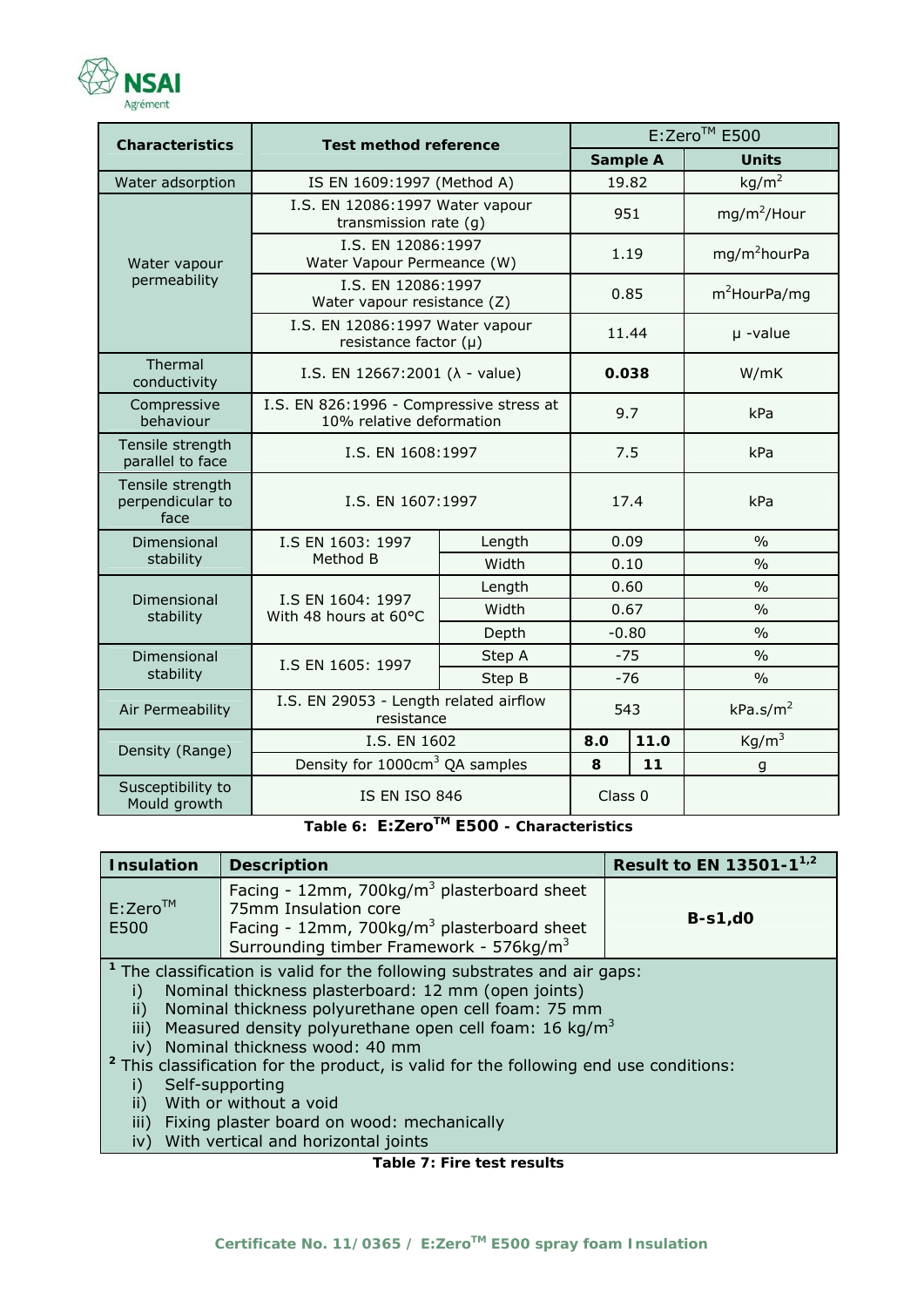| Characteristics | Test method reference | | E:Zero™ E500 | |
|---|---|---|---|---|
| | | | Sample A | Units |
| Water adsorption | IS EN 1609:1997 (Method A) | | 19.82 | $kg/m^2$ |
| Water vapour permeability | I.S. EN 12086:1997 Water vapour transmission rate (g) | | 951 | $mg/m^2$/Hour |
| | I.S. EN 12086:1997 Water Vapour Permeance (W) | | 1.19 | $mg/m^2$hourPa |
| | I.S. EN 12086:1997 Water vapour resistance (Z) | | 0.85 | $m^2$HourPa/mg |
| | I.S. EN 12086:1997 Water vapour resistance factor (μ) | | 11.44 | μ -value |
| Thermal conductivity | I.S. EN 12667:2001 (λ - value) | | **0.038** | W/mK |
| Compressive behaviour | I.S. EN 826:1996 - Compressive stress at 10% relative deformation | | 9.7 | kPa |
| Tensile strength parallel to face | I.S. EN 1608:1997 | | 7.5 | kPa |
| Tensile strength perpendicular to face | I.S. EN 1607:1997 | | 17.4 | kPa |
| Dimensional stability | I.S EN 1603: 1997 Method B | Length | 0.09 | % |
| | | Width | 0.10 | % |
| Dimensional stability | I.S EN 1604: 1997 With 48 hours at 60°C | Length | 0.60 | % |
| | | Width | 0.67 | % |
| | | Depth | -0.80 | % |
| Dimensional stability | I.S EN 1605: 1997 | Step A | -75 | % |
| | | Step B | -76 | % |
| Air Permeability | I.S. EN 29053 - Length related airflow resistance | | 543 | $kPa.s/m^2$ |
| Density (Range) | I.S. EN 1602 | | **8.0** – **11.0** | $Kg/m^3$ |
| | Density for $1000cm^3$ QA samples | | **8** – **11** | g |
| Susceptibility to Mould growth | IS EN ISO 846 | | Class 0 | |

**Table 6: E:Zero™ E500 - Characteristics**

| Insulation | Description | Result to EN 13501-1[1,2] |
|---|---|---|
| E:Zero™ E500 | Facing - 12mm, $700kg/m^3$ plasterboard sheet<br>75mm Insulation core<br>Facing - 12mm, $700kg/m^3$ plasterboard sheet<br>Surrounding timber Framework - $576kg/m^3$ | **B-s1,d0** |

[1] The classification is valid for the following substrates and air gaps:

i) Nominal thickness plasterboard: 12 mm (open joints)
ii) Nominal thickness polyurethane open cell foam: 75 mm
iii) Measured density polyurethane open cell foam: $16\ kg/m^3$
iv) Nominal thickness wood: 40 mm

[2] This classification for the product, is valid for the following end use conditions:

i) Self-supporting
ii) With or without a void
iii) Fixing plaster board on wood: mechanically
iv) With vertical and horizontal joints

**Table 7: Fire test results**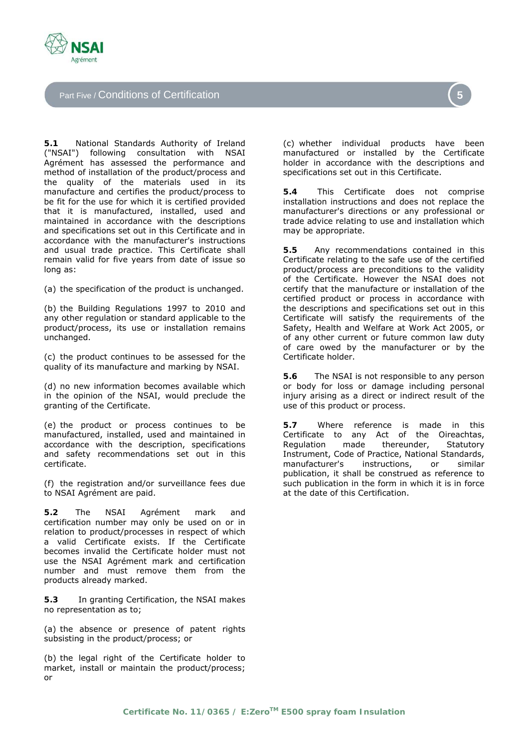## Part Five / Conditions of Certification

**5.1** National Standards Authority of Ireland ("NSAI") following consultation with NSAI Agrément has assessed the performance and method of installation of the product/process and the quality of the materials used in its manufacture and certifies the product/process to be fit for the use for which it is certified provided that it is manufactured, installed, used and maintained in accordance with the descriptions and specifications set out in this Certificate and in accordance with the manufacturer's instructions and usual trade practice. This Certificate shall remain valid for five years from date of issue so long as:

(a) the specification of the product is unchanged.

(b) the Building Regulations 1997 to 2010 and any other regulation or standard applicable to the product/process, its use or installation remains unchanged.

(c) the product continues to be assessed for the quality of its manufacture and marking by NSAI.

(d) no new information becomes available which in the opinion of the NSAI, would preclude the granting of the Certificate.

(e) the product or process continues to be manufactured, installed, used and maintained in accordance with the description, specifications and safety recommendations set out in this certificate.

(f) the registration and/or surveillance fees due to NSAI Agrément are paid.

**5.2** The NSAI Agrément mark and certification number may only be used on or in relation to product/processes in respect of which a valid Certificate exists. If the Certificate becomes invalid the Certificate holder must not use the NSAI Agrément mark and certification number and must remove them from the products already marked.

**5.3** In granting Certification, the NSAI makes no representation as to;

(a) the absence or presence of patent rights subsisting in the product/process; or

(b) the legal right of the Certificate holder to market, install or maintain the product/process; or

(c) whether individual products have been manufactured or installed by the Certificate holder in accordance with the descriptions and specifications set out in this Certificate.

**5.4** This Certificate does not comprise installation instructions and does not replace the manufacturer's directions or any professional or trade advice relating to use and installation which may be appropriate.

**5.5** Any recommendations contained in this Certificate relating to the safe use of the certified product/process are preconditions to the validity of the Certificate. However the NSAI does not certify that the manufacture or installation of the certified product or process in accordance with the descriptions and specifications set out in this Certificate will satisfy the requirements of the Safety, Health and Welfare at Work Act 2005, or of any other current or future common law duty of care owed by the manufacturer or by the Certificate holder.

**5.6** The NSAI is not responsible to any person or body for loss or damage including personal injury arising as a direct or indirect result of the use of this product or process.

**5.7** Where reference is made in this Certificate to any Act of the Oireachtas, Regulation made thereunder, Statutory Instrument, Code of Practice, National Standards, manufacturer's instructions, or similar publication, it shall be construed as reference to such publication in the form in which it is in force at the date of this Certification.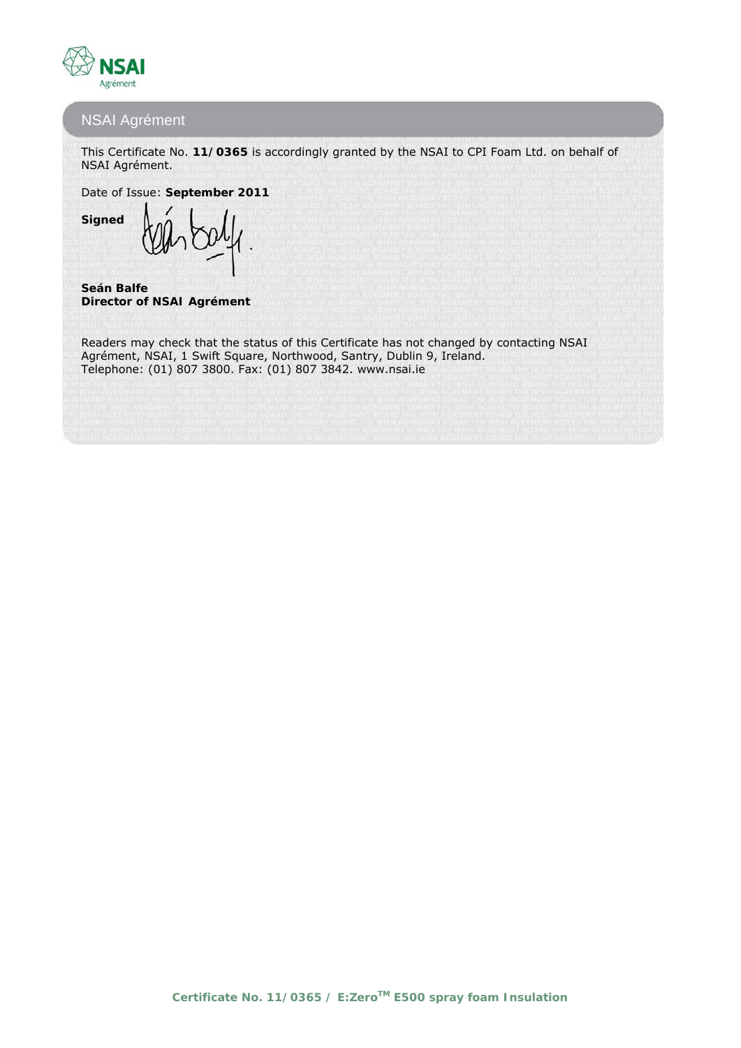## NSAI Agrément

This Certificate No. **11/0365** is accordingly granted by the NSAI to CPI Foam Ltd. on behalf of NSAI Agrément.

Date of Issue: **September 2011**

**Signed**

**Seán Balfe**
**Director of NSAI Agrément**

Readers may check that the status of this Certificate has not changed by contacting NSAI Agrément, NSAI, 1 Swift Square, Northwood, Santry, Dublin 9, Ireland.
Telephone: (01) 807 3800. Fax: (01) 807 3842. www.nsai.ie